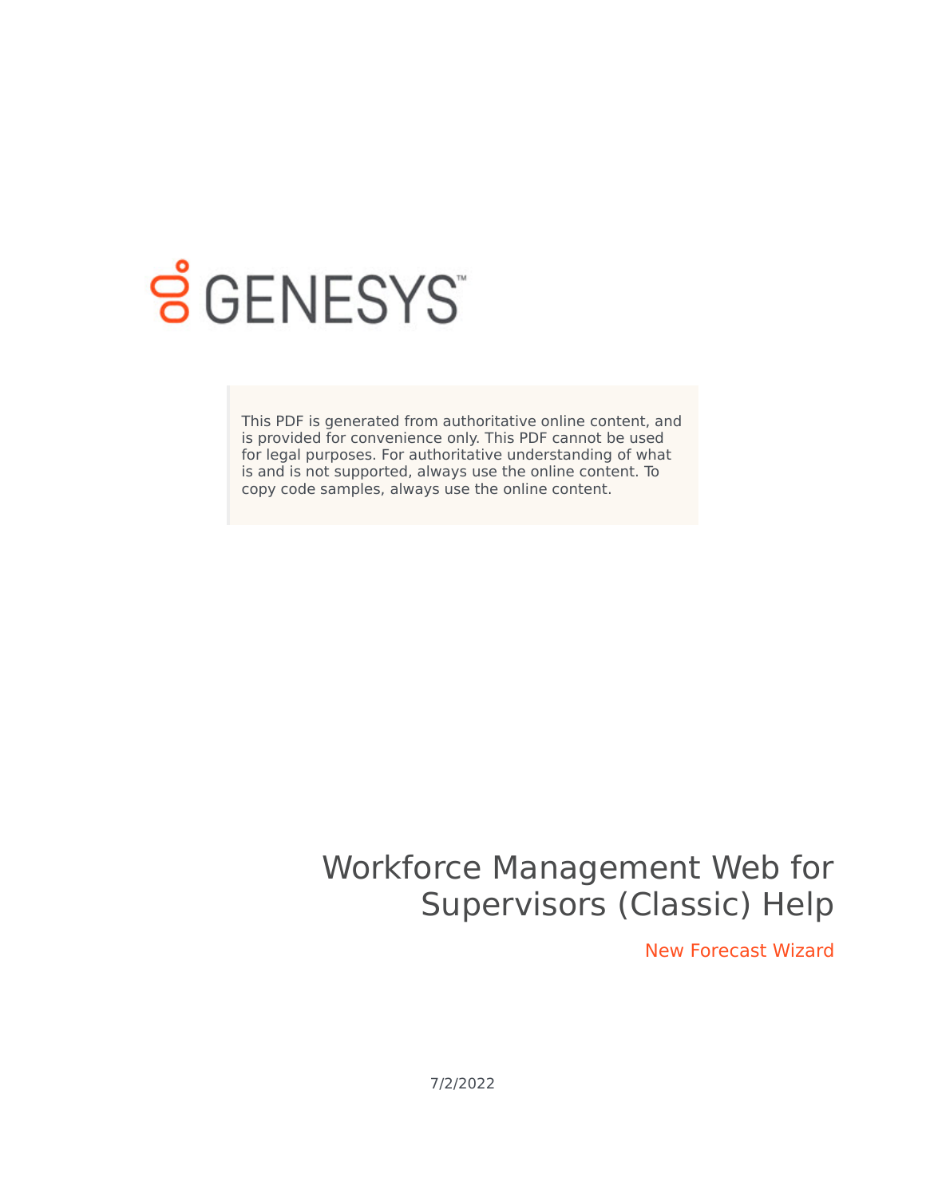GENESYS

This PDF is generated from authoritative online content, and is provided for convenience only. This PDF cannot be used for legal purposes. For authoritative understanding of what is and is not supported, always use the online content. To copy code samples, always use the online content.

# Workforce Management Web for Supervisors (Classic) Help

## New Forecast Wizard

7/2/2022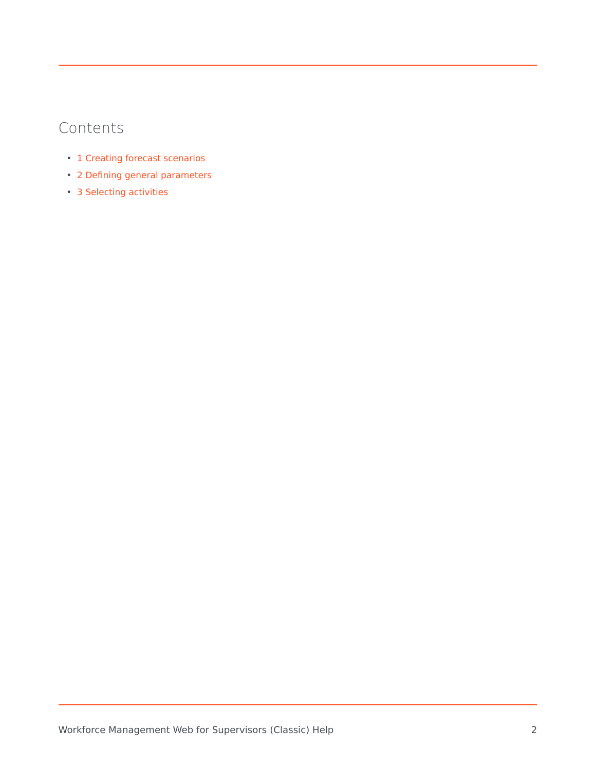## Contents

- 1 Creating forecast scenarios
- 2 Defining general parameters
- 3 Selecting activities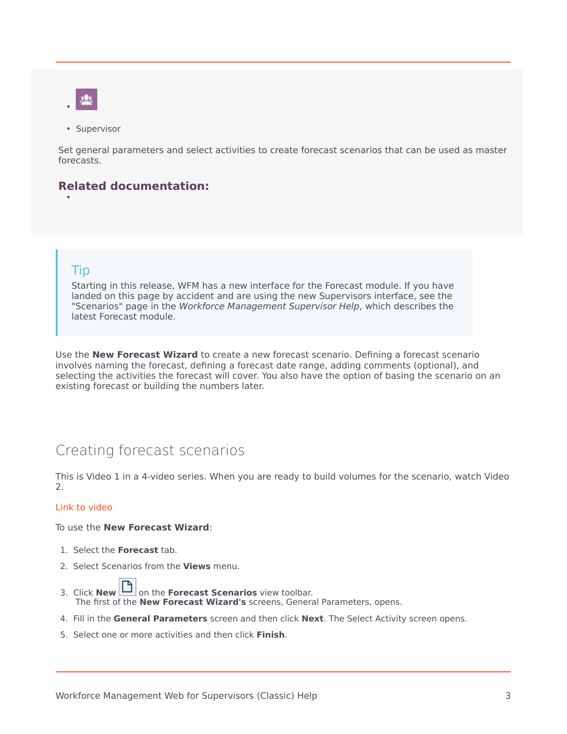- Supervisor

Set general parameters and select activities to create forecast scenarios that can be used as master forecasts.

**Related documentation:**

-

> **Tip**
>
> Starting in this release, WFM has a new interface for the Forecast module. If you have landed on this page by accident and are using the new Supervisors interface, see the "Scenarios" page in the *Workforce Management Supervisor Help*, which describes the latest Forecast module.

Use the **New Forecast Wizard** to create a new forecast scenario. Defining a forecast scenario involves naming the forecast, defining a forecast date range, adding comments (optional), and selecting the activities the forecast will cover. You also have the option of basing the scenario on an existing forecast or building the numbers later.

## Creating forecast scenarios

This is Video 1 in a 4-video series. When you are ready to build volumes for the scenario, watch Video 2.

Link to video

To use the **New Forecast Wizard**:

1. Select the **Forecast** tab.
2. Select Scenarios from the **Views** menu.
3. Click **New** on the **Forecast Scenarios** view toolbar.
   The first of the **New Forecast Wizard's** screens, General Parameters, opens.
4. Fill in the **General Parameters** screen and then click **Next**. The Select Activity screen opens.
5. Select one or more activities and then click **Finish**.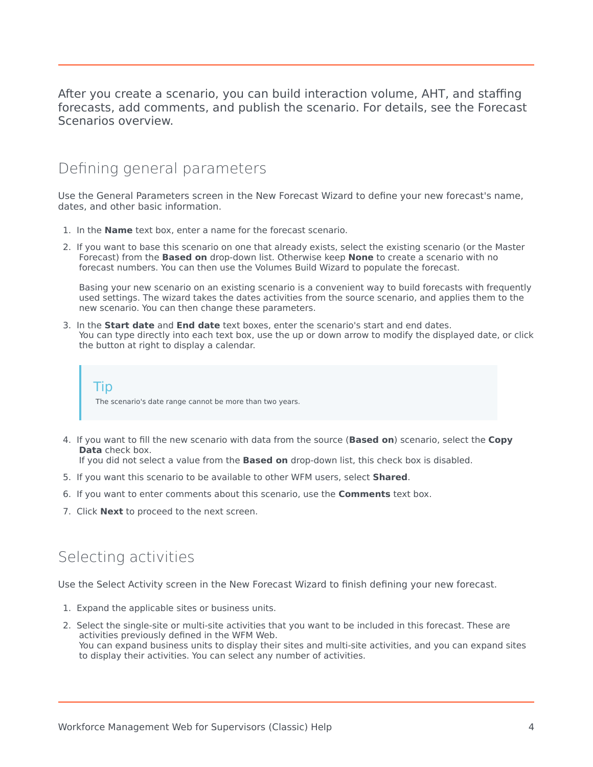After you create a scenario, you can build interaction volume, AHT, and staffing forecasts, add comments, and publish the scenario. For details, see the Forecast Scenarios overview.

## Defining general parameters

Use the General Parameters screen in the New Forecast Wizard to define your new forecast's name, dates, and other basic information.

1. In the **Name** text box, enter a name for the forecast scenario.
2. If you want to base this scenario on one that already exists, select the existing scenario (or the Master Forecast) from the **Based on** drop-down list. Otherwise keep **None** to create a scenario with no forecast numbers. You can then use the Volumes Build Wizard to populate the forecast.

   Basing your new scenario on an existing scenario is a convenient way to build forecasts with frequently used settings. The wizard takes the dates activities from the source scenario, and applies them to the new scenario. You can then change these parameters.
3. In the **Start date** and **End date** text boxes, enter the scenario's start and end dates.
   You can type directly into each text box, use the up or down arrow to modify the displayed date, or click the button at right to display a calendar.

   > **Tip**
   >
   > The scenario's date range cannot be more than two years.

4. If you want to fill the new scenario with data from the source (**Based on**) scenario, select the **Copy Data** check box.
   If you did not select a value from the **Based on** drop-down list, this check box is disabled.
5. If you want this scenario to be available to other WFM users, select **Shared**.
6. If you want to enter comments about this scenario, use the **Comments** text box.
7. Click **Next** to proceed to the next screen.

## Selecting activities

Use the Select Activity screen in the New Forecast Wizard to finish defining your new forecast.

1. Expand the applicable sites or business units.
2. Select the single-site or multi-site activities that you want to be included in this forecast. These are activities previously defined in the WFM Web.
   You can expand business units to display their sites and multi-site activities, and you can expand sites to display their activities. You can select any number of activities.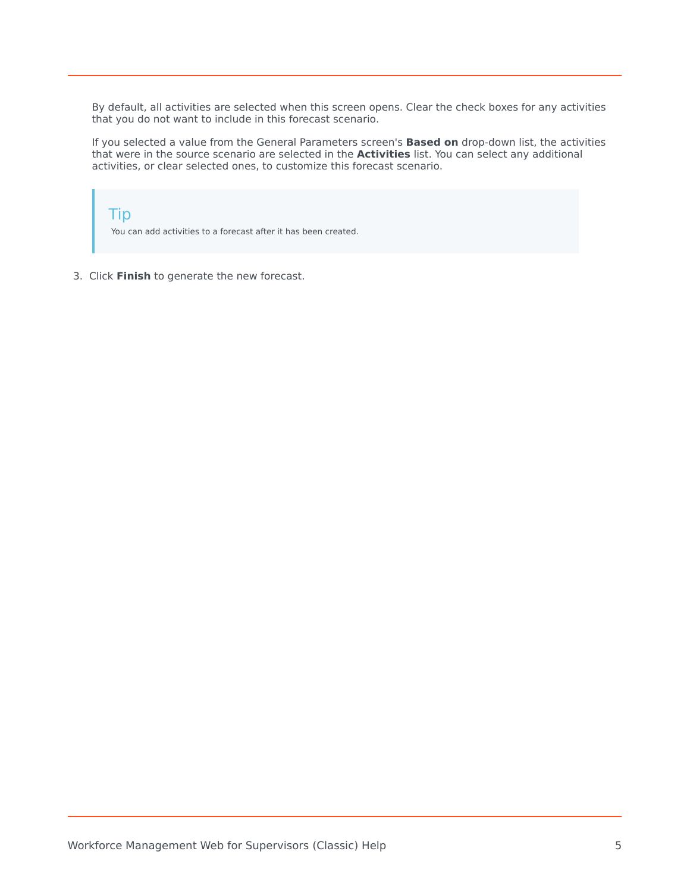By default, all activities are selected when this screen opens. Clear the check boxes for any activities that you do not want to include in this forecast scenario.

If you selected a value from the General Parameters screen's **Based on** drop-down list, the activities that were in the source scenario are selected in the **Activities** list. You can select any additional activities, or clear selected ones, to customize this forecast scenario.

> **Tip**
>
> You can add activities to a forecast after it has been created.

3. Click **Finish** to generate the new forecast.